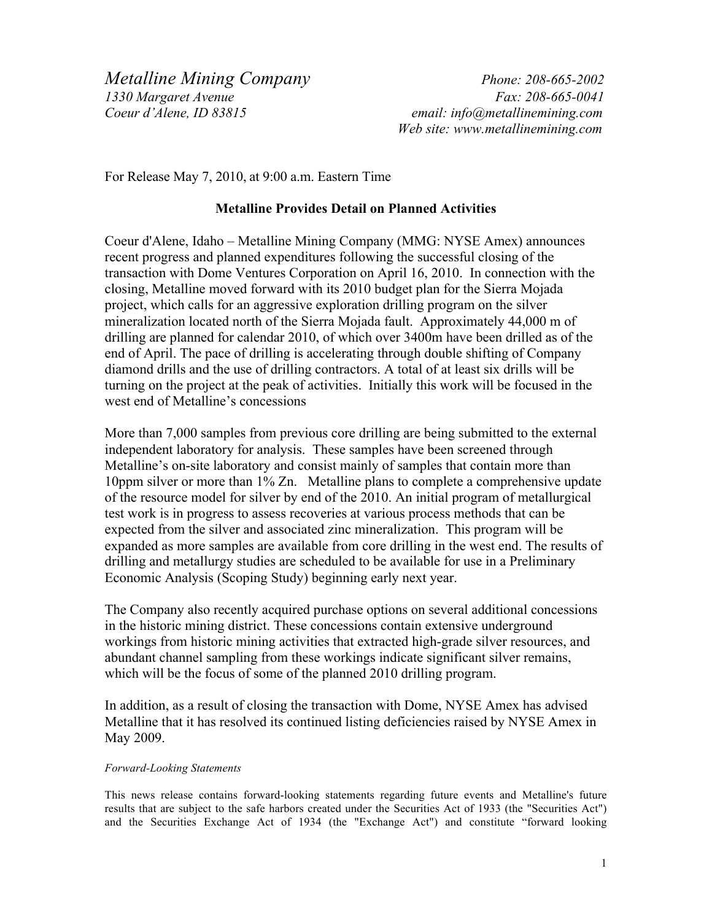*Metalline Mining Company*
*1330 Margaret Avenue*
*Coeur d'Alene, ID 83815*

*Phone: 208-665-2002*
*Fax: 208-665-0041*
*email: info@metallinemining.com*
*Web site: www.metallinemining.com*

For Release May 7, 2010, at 9:00 a.m. Eastern Time

**Metalline Provides Detail on Planned Activities**

Coeur d'Alene, Idaho – Metalline Mining Company (MMG: NYSE Amex) announces recent progress and planned expenditures following the successful closing of the transaction with Dome Ventures Corporation on April 16, 2010. In connection with the closing, Metalline moved forward with its 2010 budget plan for the Sierra Mojada project, which calls for an aggressive exploration drilling program on the silver mineralization located north of the Sierra Mojada fault. Approximately 44,000 m of drilling are planned for calendar 2010, of which over 3400m have been drilled as of the end of April. The pace of drilling is accelerating through double shifting of Company diamond drills and the use of drilling contractors. A total of at least six drills will be turning on the project at the peak of activities. Initially this work will be focused in the west end of Metalline's concessions

More than 7,000 samples from previous core drilling are being submitted to the external independent laboratory for analysis. These samples have been screened through Metalline's on-site laboratory and consist mainly of samples that contain more than 10ppm silver or more than 1% Zn. Metalline plans to complete a comprehensive update of the resource model for silver by end of the 2010. An initial program of metallurgical test work is in progress to assess recoveries at various process methods that can be expected from the silver and associated zinc mineralization. This program will be expanded as more samples are available from core drilling in the west end. The results of drilling and metallurgy studies are scheduled to be available for use in a Preliminary Economic Analysis (Scoping Study) beginning early next year.

The Company also recently acquired purchase options on several additional concessions in the historic mining district. These concessions contain extensive underground workings from historic mining activities that extracted high-grade silver resources, and abundant channel sampling from these workings indicate significant silver remains, which will be the focus of some of the planned 2010 drilling program.

In addition, as a result of closing the transaction with Dome, NYSE Amex has advised Metalline that it has resolved its continued listing deficiencies raised by NYSE Amex in May 2009.

*Forward-Looking Statements*

This news release contains forward-looking statements regarding future events and Metalline's future results that are subject to the safe harbors created under the Securities Act of 1933 (the "Securities Act") and the Securities Exchange Act of 1934 (the "Exchange Act") and constitute "forward looking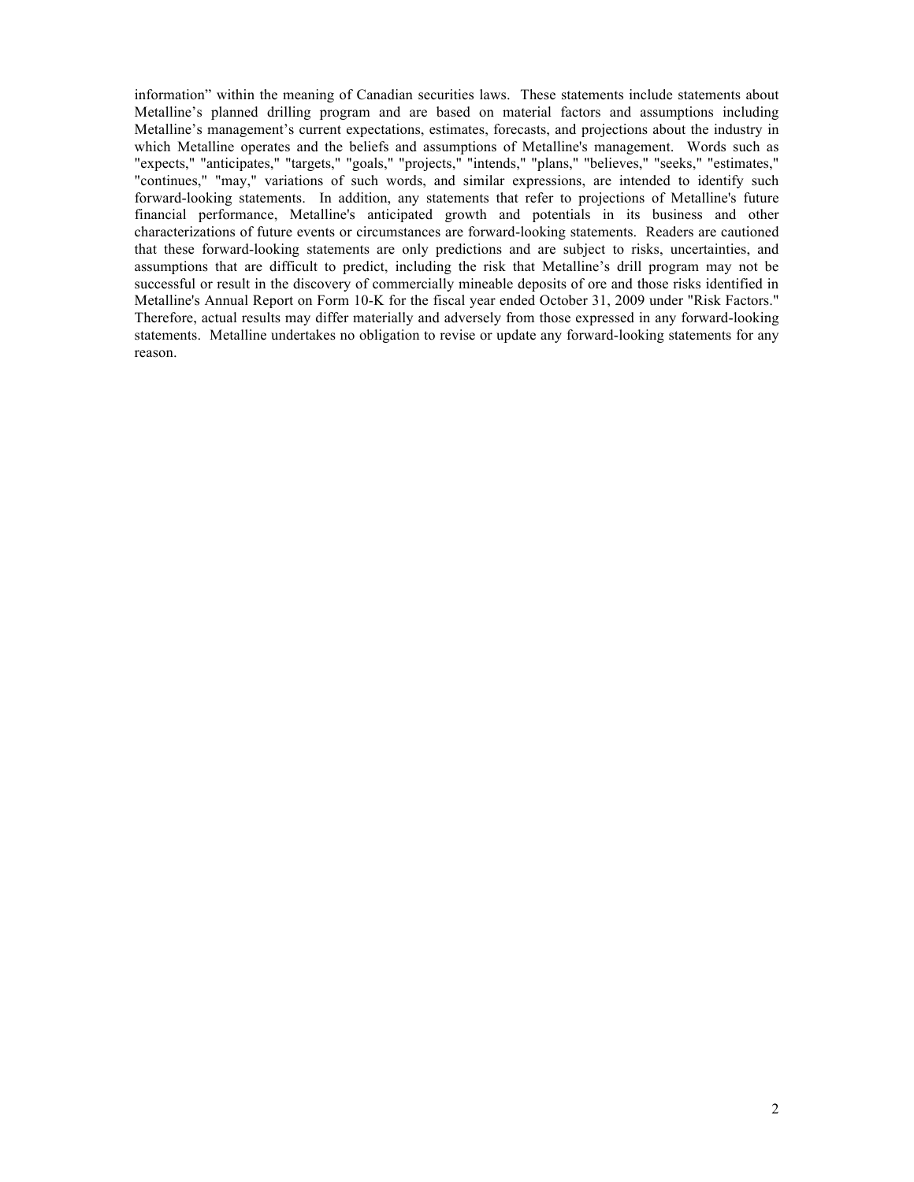information" within the meaning of Canadian securities laws. These statements include statements about Metalline's planned drilling program and are based on material factors and assumptions including Metalline's management's current expectations, estimates, forecasts, and projections about the industry in which Metalline operates and the beliefs and assumptions of Metalline's management. Words such as "expects," "anticipates," "targets," "goals," "projects," "intends," "plans," "believes," "seeks," "estimates," "continues," "may," variations of such words, and similar expressions, are intended to identify such forward-looking statements. In addition, any statements that refer to projections of Metalline's future financial performance, Metalline's anticipated growth and potentials in its business and other characterizations of future events or circumstances are forward-looking statements. Readers are cautioned that these forward-looking statements are only predictions and are subject to risks, uncertainties, and assumptions that are difficult to predict, including the risk that Metalline's drill program may not be successful or result in the discovery of commercially mineable deposits of ore and those risks identified in Metalline's Annual Report on Form 10-K for the fiscal year ended October 31, 2009 under "Risk Factors." Therefore, actual results may differ materially and adversely from those expressed in any forward-looking statements. Metalline undertakes no obligation to revise or update any forward-looking statements for any reason.